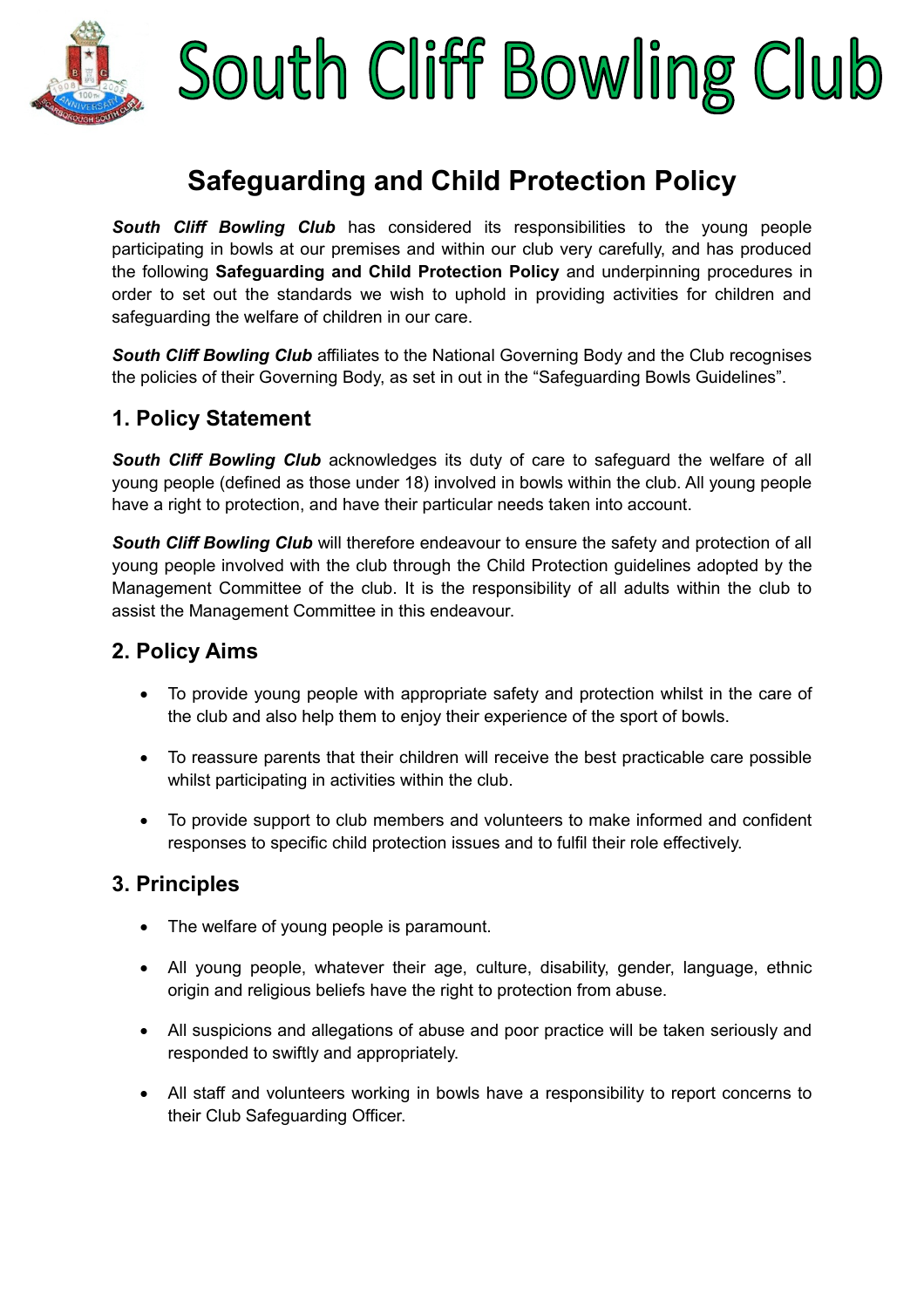# South Cliff Bowling Club

## Safeguarding and Child Protection Policy

***South Cliff Bowling Club*** has considered its responsibilities to the young people participating in bowls at our premises and within our club very carefully, and has produced the following **Safeguarding and Child Protection Policy** and underpinning procedures in order to set out the standards we wish to uphold in providing activities for children and safeguarding the welfare of children in our care.

***South Cliff Bowling Club*** affiliates to the National Governing Body and the Club recognises the policies of their Governing Body, as set in out in the "Safeguarding Bowls Guidelines".

### 1. Policy Statement

***South Cliff Bowling Club*** acknowledges its duty of care to safeguard the welfare of all young people (defined as those under 18) involved in bowls within the club. All young people have a right to protection, and have their particular needs taken into account.

***South Cliff Bowling Club*** will therefore endeavour to ensure the safety and protection of all young people involved with the club through the Child Protection guidelines adopted by the Management Committee of the club. It is the responsibility of all adults within the club to assist the Management Committee in this endeavour.

### 2. Policy Aims

- To provide young people with appropriate safety and protection whilst in the care of the club and also help them to enjoy their experience of the sport of bowls.
- To reassure parents that their children will receive the best practicable care possible whilst participating in activities within the club.
- To provide support to club members and volunteers to make informed and confident responses to specific child protection issues and to fulfil their role effectively.

### 3. Principles

- The welfare of young people is paramount.
- All young people, whatever their age, culture, disability, gender, language, ethnic origin and religious beliefs have the right to protection from abuse.
- All suspicions and allegations of abuse and poor practice will be taken seriously and responded to swiftly and appropriately.
- All staff and volunteers working in bowls have a responsibility to report concerns to their Club Safeguarding Officer.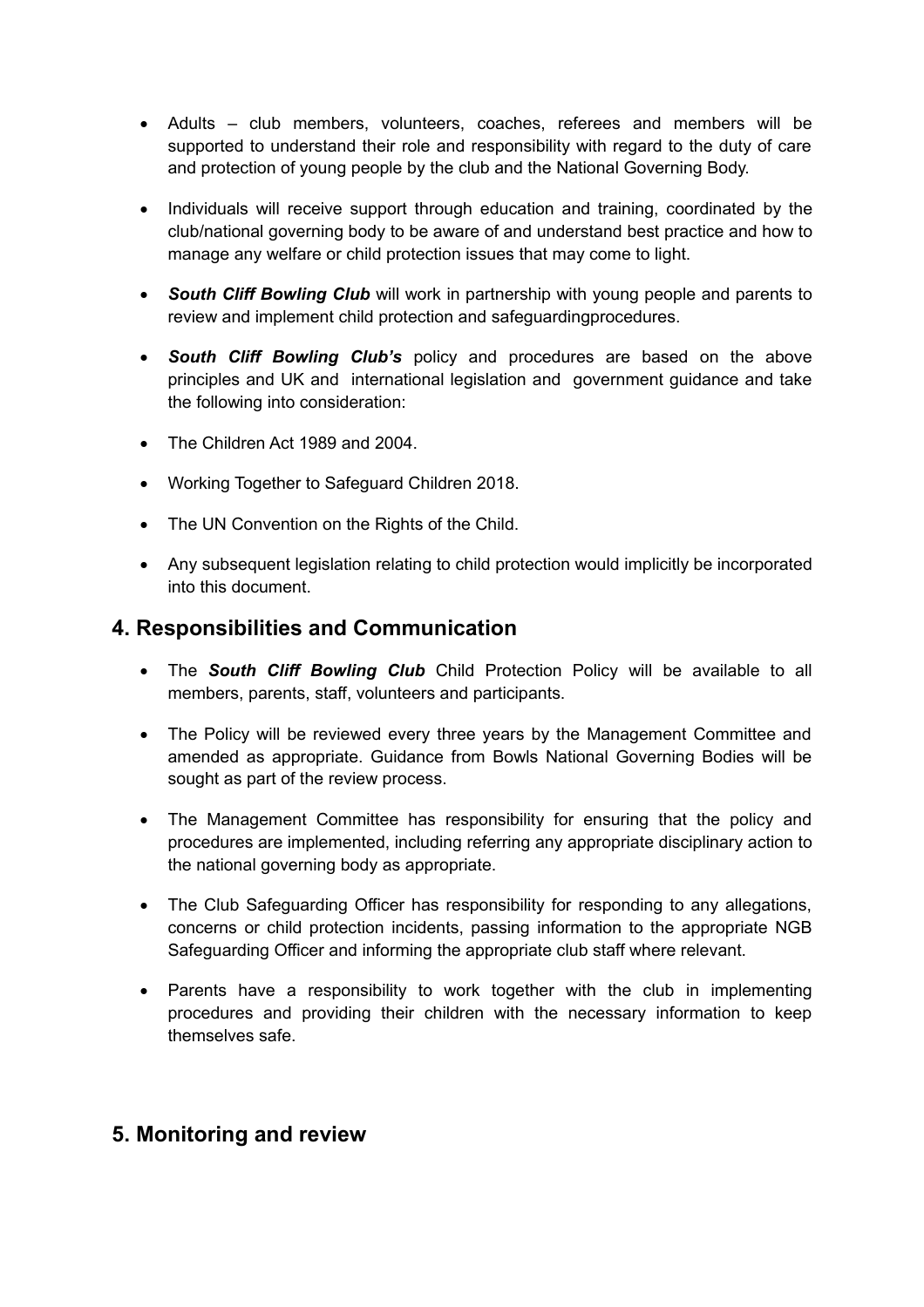- Adults – club members, volunteers, coaches, referees and members will be supported to understand their role and responsibility with regard to the duty of care and protection of young people by the club and the National Governing Body.

- Individuals will receive support through education and training, coordinated by the club/national governing body to be aware of and understand best practice and how to manage any welfare or child protection issues that may come to light.

- ***South Cliff Bowling Club*** will work in partnership with young people and parents to review and implement child protection and safeguardingprocedures.

- ***South Cliff Bowling Club's*** policy and procedures are based on the above principles and UK and international legislation and government guidance and take the following into consideration:

- The Children Act 1989 and 2004.

- Working Together to Safeguard Children 2018.

- The UN Convention on the Rights of the Child.

- Any subsequent legislation relating to child protection would implicitly be incorporated into this document.

## 4. Responsibilities and Communication

- The ***South Cliff Bowling Club*** Child Protection Policy will be available to all members, parents, staff, volunteers and participants.

- The Policy will be reviewed every three years by the Management Committee and amended as appropriate. Guidance from Bowls National Governing Bodies will be sought as part of the review process.

- The Management Committee has responsibility for ensuring that the policy and procedures are implemented, including referring any appropriate disciplinary action to the national governing body as appropriate.

- The Club Safeguarding Officer has responsibility for responding to any allegations, concerns or child protection incidents, passing information to the appropriate NGB Safeguarding Officer and informing the appropriate club staff where relevant.

- Parents have a responsibility to work together with the club in implementing procedures and providing their children with the necessary information to keep themselves safe.

## 5. Monitoring and review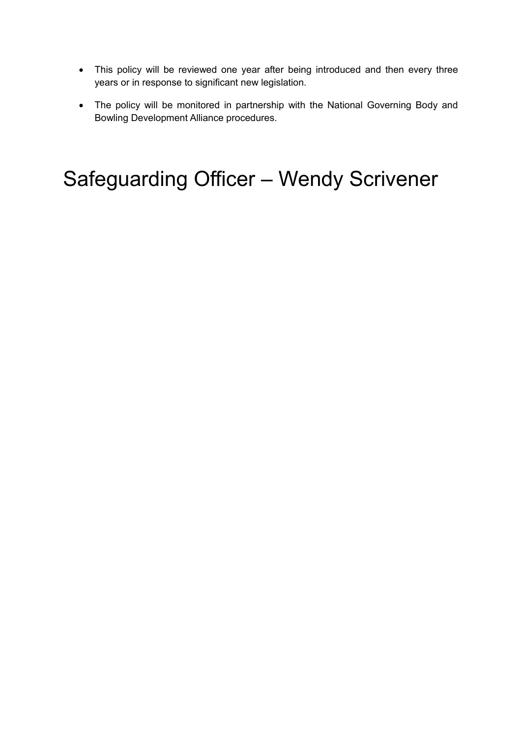- This policy will be reviewed one year after being introduced and then every three years or in response to significant new legislation.
- The policy will be monitored in partnership with the National Governing Body and Bowling Development Alliance procedures.

# Safeguarding Officer – Wendy Scrivener